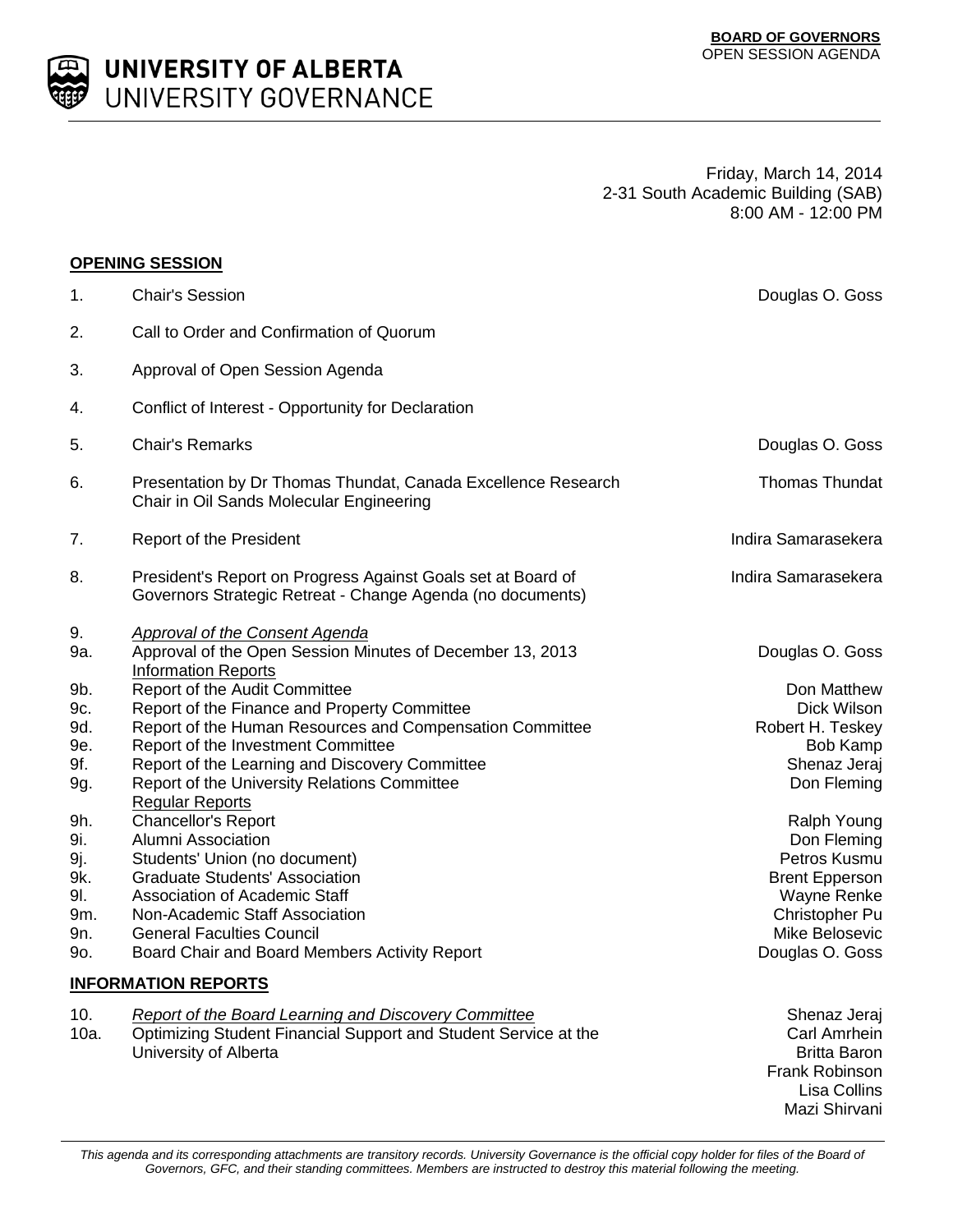**BOARD OF GOVERNORS**
OPEN SESSION AGENDA

# UNIVERSITY OF ALBERTA
## UNIVERSITY GOVERNANCE

Friday, March 14, 2014
2-31 South Academic Building (SAB)
8:00 AM - 12:00 PM

**OPENING SESSION**

| | | |
|---|---|---|
| 1. | Chair's Session | Douglas O. Goss |
| 2. | Call to Order and Confirmation of Quorum | |
| 3. | Approval of Open Session Agenda | |
| 4. | Conflict of Interest - Opportunity for Declaration | |
| 5. | Chair's Remarks | Douglas O. Goss |
| 6. | Presentation by Dr Thomas Thundat, Canada Excellence Research Chair in Oil Sands Molecular Engineering | Thomas Thundat |
| 7. | Report of the President | Indira Samarasekera |
| 8. | President's Report on Progress Against Goals set at Board of Governors Strategic Retreat - Change Agenda (no documents) | Indira Samarasekera |
| 9. | *Approval of the Consent Agenda* | |
| 9a. | Approval of the Open Session Minutes of December 13, 2013 | Douglas O. Goss |
| | Information Reports | |
| 9b. | Report of the Audit Committee | Don Matthew |
| 9c. | Report of the Finance and Property Committee | Dick Wilson |
| 9d. | Report of the Human Resources and Compensation Committee | Robert H. Teskey |
| 9e. | Report of the Investment Committee | Bob Kamp |
| 9f. | Report of the Learning and Discovery Committee | Shenaz Jeraj |
| 9g. | Report of the University Relations Committee | Don Fleming |
| | Regular Reports | |
| 9h. | Chancellor's Report | Ralph Young |
| 9i. | Alumni Association | Don Fleming |
| 9j. | Students' Union (no document) | Petros Kusmu |
| 9k. | Graduate Students' Association | Brent Epperson |
| 9l. | Association of Academic Staff | Wayne Renke |
| 9m. | Non-Academic Staff Association | Christopher Pu |
| 9n. | General Faculties Council | Mike Belosevic |
| 9o. | Board Chair and Board Members Activity Report | Douglas O. Goss |

**INFORMATION REPORTS**

| | | |
|---|---|---|
| 10. | *Report of the Board Learning and Discovery Committee* | Shenaz Jeraj |
| 10a. | Optimizing Student Financial Support and Student Service at the University of Alberta | Carl Amrhein<br>Britta Baron<br>Frank Robinson<br>Lisa Collins<br>Mazi Shirvani |

*This agenda and its corresponding attachments are transitory records. University Governance is the official copy holder for files of the Board of Governors, GFC, and their standing committees. Members are instructed to destroy this material following the meeting.*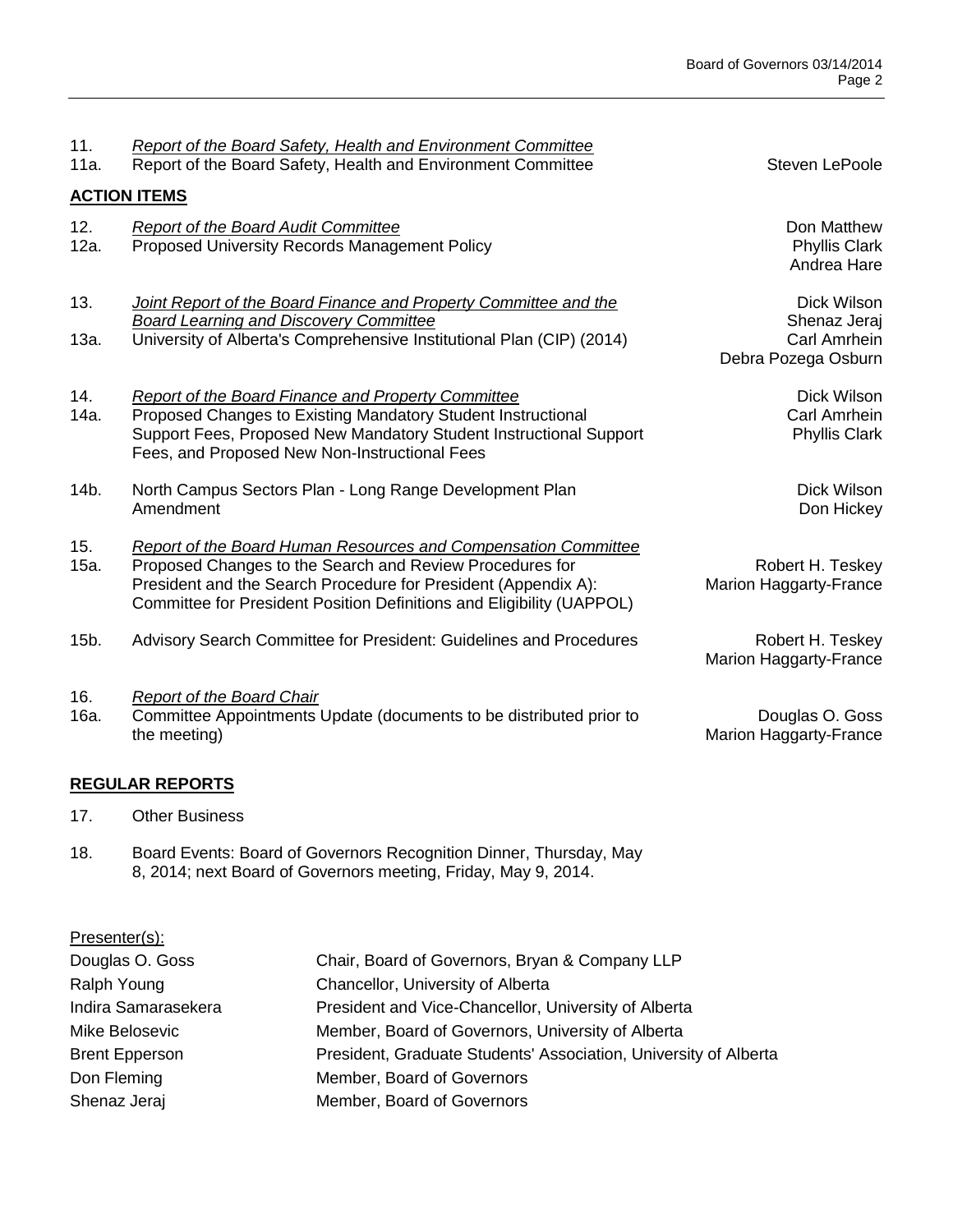11. *Report of the Board Safety, Health and Environment Committee*

11a. Report of the Board Safety, Health and Environment Committee — Steven LePoole

**ACTION ITEMS**

12. *Report of the Board Audit Committee*

12a. Proposed University Records Management Policy — Don Matthew, Phyllis Clark, Andrea Hare

13. *Joint Report of the Board Finance and Property Committee and the Board Learning and Discovery Committee*

13a. University of Alberta's Comprehensive Institutional Plan (CIP) (2014) — Dick Wilson, Shenaz Jeraj, Carl Amrhein, Debra Pozega Osburn

14. *Report of the Board Finance and Property Committee*

14a. Proposed Changes to Existing Mandatory Student Instructional Support Fees, Proposed New Mandatory Student Instructional Support Fees, and Proposed New Non-Instructional Fees — Dick Wilson, Carl Amrhein, Phyllis Clark

14b. North Campus Sectors Plan - Long Range Development Plan Amendment — Dick Wilson, Don Hickey

15. *Report of the Board Human Resources and Compensation Committee*

15a. Proposed Changes to the Search and Review Procedures for President and the Search Procedure for President (Appendix A): Committee for President Position Definitions and Eligibility (UAPPOL) — Robert H. Teskey, Marion Haggarty-France

15b. Advisory Search Committee for President: Guidelines and Procedures — Robert H. Teskey, Marion Haggarty-France

16. *Report of the Board Chair*

16a. Committee Appointments Update (documents to be distributed prior to the meeting) — Douglas O. Goss, Marion Haggarty-France

**REGULAR REPORTS**

17. Other Business

18. Board Events: Board of Governors Recognition Dinner, Thursday, May 8, 2014; next Board of Governors meeting, Friday, May 9, 2014.

Presenter(s):

| | |
|---|---|
| Douglas O. Goss | Chair, Board of Governors, Bryan & Company LLP |
| Ralph Young | Chancellor, University of Alberta |
| Indira Samarasekera | President and Vice-Chancellor, University of Alberta |
| Mike Belosevic | Member, Board of Governors, University of Alberta |
| Brent Epperson | President, Graduate Students' Association, University of Alberta |
| Don Fleming | Member, Board of Governors |
| Shenaz Jeraj | Member, Board of Governors |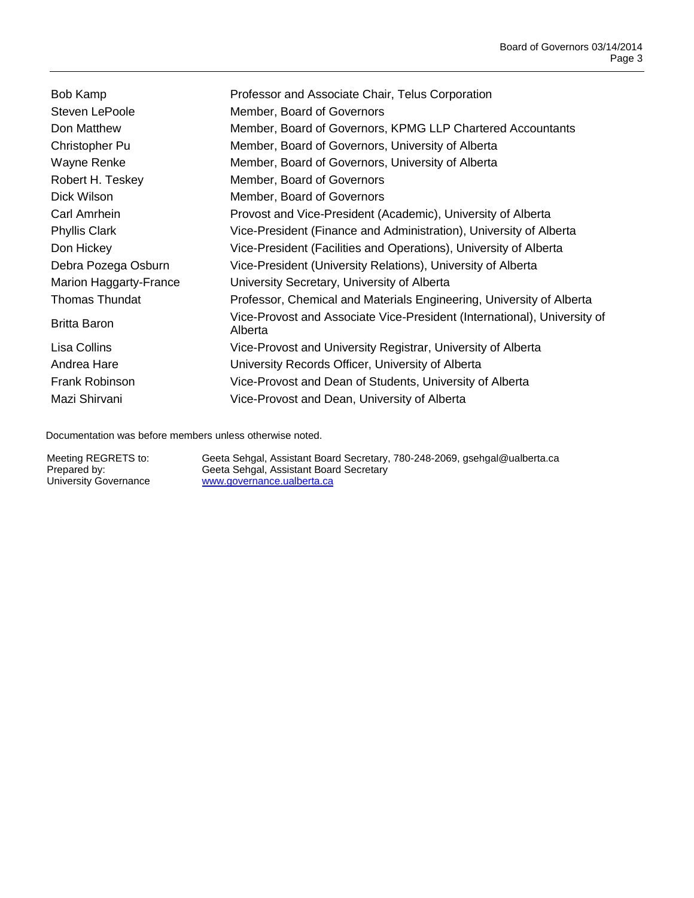| | |
|---|---|
| Bob Kamp | Professor and Associate Chair, Telus Corporation |
| Steven LePoole | Member, Board of Governors |
| Don Matthew | Member, Board of Governors, KPMG LLP Chartered Accountants |
| Christopher Pu | Member, Board of Governors, University of Alberta |
| Wayne Renke | Member, Board of Governors, University of Alberta |
| Robert H. Teskey | Member, Board of Governors |
| Dick Wilson | Member, Board of Governors |
| Carl Amrhein | Provost and Vice-President (Academic), University of Alberta |
| Phyllis Clark | Vice-President (Finance and Administration), University of Alberta |
| Don Hickey | Vice-President (Facilities and Operations), University of Alberta |
| Debra Pozega Osburn | Vice-President (University Relations), University of Alberta |
| Marion Haggarty-France | University Secretary, University of Alberta |
| Thomas Thundat | Professor, Chemical and Materials Engineering, University of Alberta |
| Britta Baron | Vice-Provost and Associate Vice-President (International), University of Alberta |
| Lisa Collins | Vice-Provost and University Registrar, University of Alberta |
| Andrea Hare | University Records Officer, University of Alberta |
| Frank Robinson | Vice-Provost and Dean of Students, University of Alberta |
| Mazi Shirvani | Vice-Provost and Dean, University of Alberta |

Documentation was before members unless otherwise noted.

| | |
|---|---|
| Meeting REGRETS to: | Geeta Sehgal, Assistant Board Secretary, 780-248-2069, gsehgal@ualberta.ca |
| Prepared by: | Geeta Sehgal, Assistant Board Secretary |
| University Governance | www.governance.ualberta.ca |